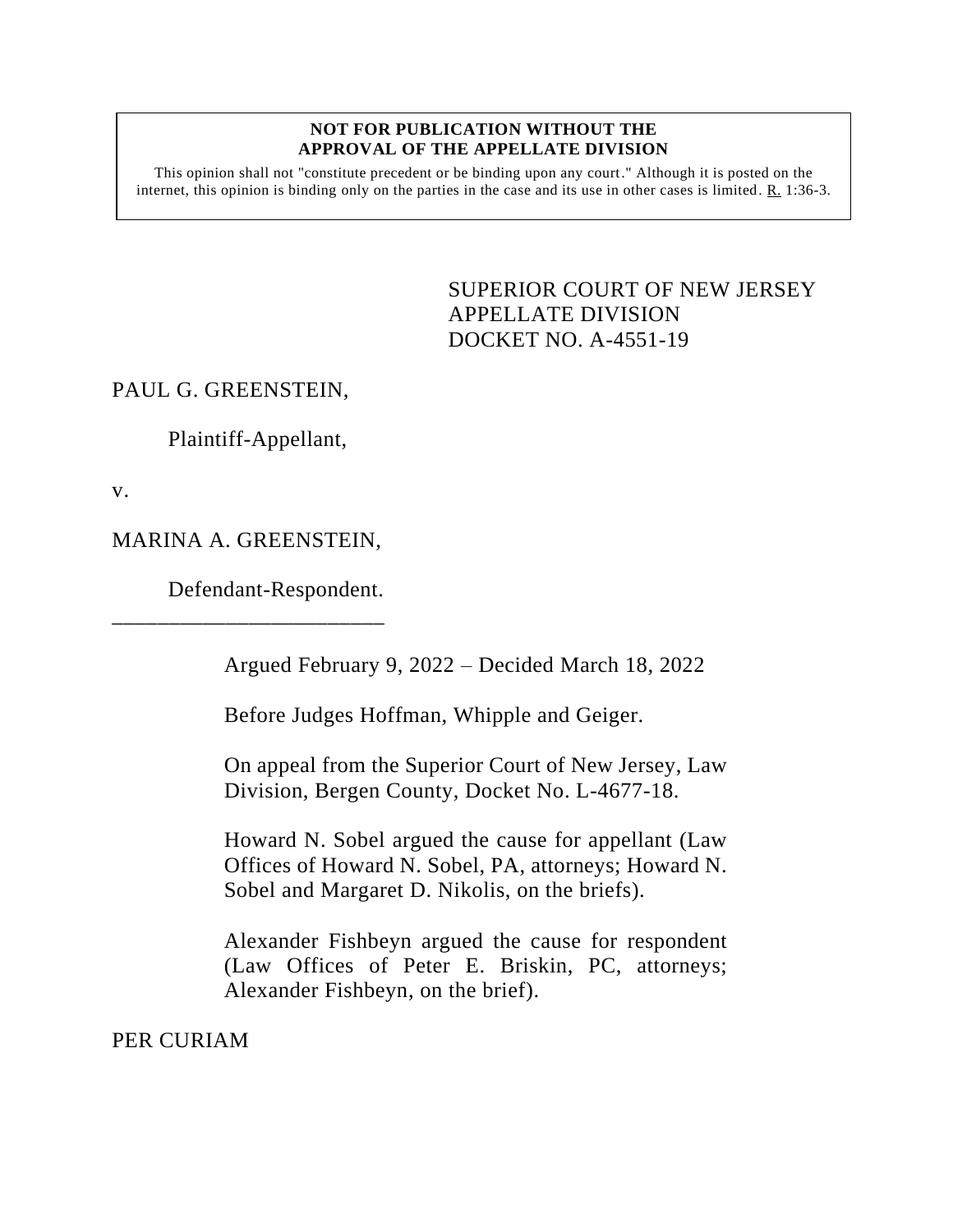**NOT FOR PUBLICATION WITHOUT THE APPROVAL OF THE APPELLATE DIVISION**

This opinion shall not "constitute precedent or be binding upon any court." Although it is posted on the internet, this opinion is binding only on the parties in the case and its use in other cases is limited. R. 1:36-3.

SUPERIOR COURT OF NEW JERSEY
APPELLATE DIVISION
DOCKET NO. A-4551-19

PAUL G. GREENSTEIN,

Plaintiff-Appellant,

v.

MARINA A. GREENSTEIN,

Defendant-Respondent.

\_\_\_\_\_\_\_\_\_\_\_\_\_\_\_\_\_\_\_\_\_\_\_\_\_\_

Argued February 9, 2022 – Decided March 18, 2022

Before Judges Hoffman, Whipple and Geiger.

On appeal from the Superior Court of New Jersey, Law Division, Bergen County, Docket No. L-4677-18.

Howard N. Sobel argued the cause for appellant (Law Offices of Howard N. Sobel, PA, attorneys; Howard N. Sobel and Margaret D. Nikolis, on the briefs).

Alexander Fishbeyn argued the cause for respondent (Law Offices of Peter E. Briskin, PC, attorneys; Alexander Fishbeyn, on the brief).

PER CURIAM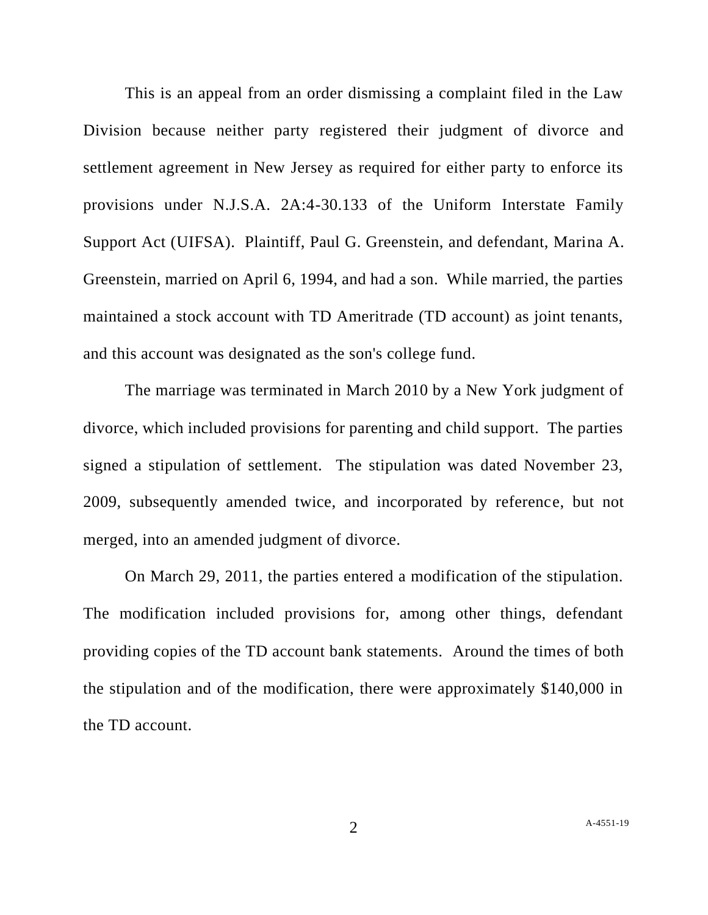This is an appeal from an order dismissing a complaint filed in the Law Division because neither party registered their judgment of divorce and settlement agreement in New Jersey as required for either party to enforce its provisions under N.J.S.A. 2A:4-30.133 of the Uniform Interstate Family Support Act (UIFSA). Plaintiff, Paul G. Greenstein, and defendant, Marina A. Greenstein, married on April 6, 1994, and had a son. While married, the parties maintained a stock account with TD Ameritrade (TD account) as joint tenants, and this account was designated as the son's college fund.

The marriage was terminated in March 2010 by a New York judgment of divorce, which included provisions for parenting and child support. The parties signed a stipulation of settlement. The stipulation was dated November 23, 2009, subsequently amended twice, and incorporated by reference, but not merged, into an amended judgment of divorce.

On March 29, 2011, the parties entered a modification of the stipulation. The modification included provisions for, among other things, defendant providing copies of the TD account bank statements. Around the times of both the stipulation and of the modification, there were approximately $140,000 in the TD account.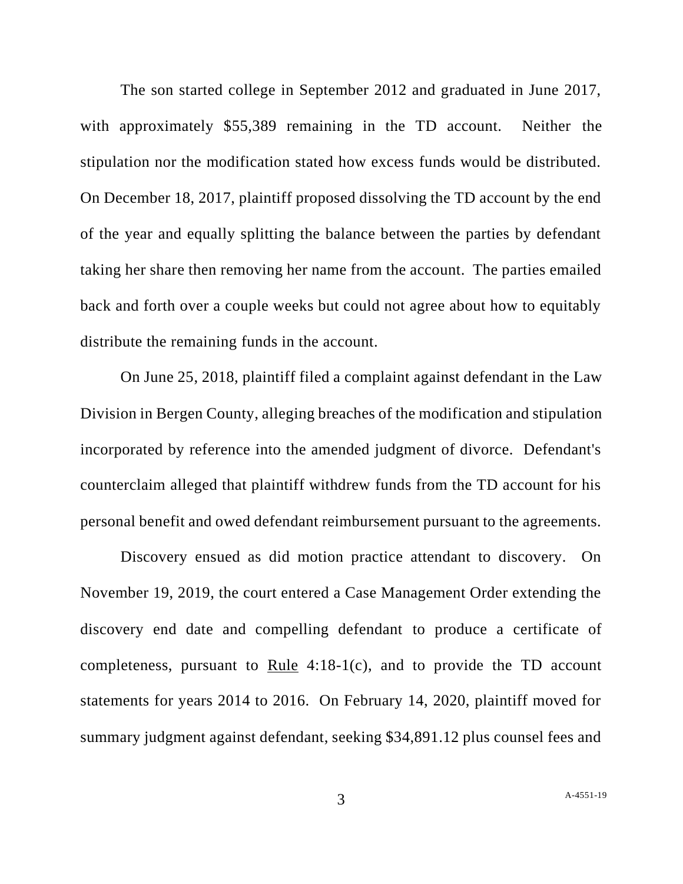The son started college in September 2012 and graduated in June 2017, with approximately $55,389 remaining in the TD account. Neither the stipulation nor the modification stated how excess funds would be distributed. On December 18, 2017, plaintiff proposed dissolving the TD account by the end of the year and equally splitting the balance between the parties by defendant taking her share then removing her name from the account. The parties emailed back and forth over a couple weeks but could not agree about how to equitably distribute the remaining funds in the account.

On June 25, 2018, plaintiff filed a complaint against defendant in the Law Division in Bergen County, alleging breaches of the modification and stipulation incorporated by reference into the amended judgment of divorce. Defendant's counterclaim alleged that plaintiff withdrew funds from the TD account for his personal benefit and owed defendant reimbursement pursuant to the agreements.

Discovery ensued as did motion practice attendant to discovery. On November 19, 2019, the court entered a Case Management Order extending the discovery end date and compelling defendant to produce a certificate of completeness, pursuant to Rule 4:18-1(c), and to provide the TD account statements for years 2014 to 2016. On February 14, 2020, plaintiff moved for summary judgment against defendant, seeking $34,891.12 plus counsel fees and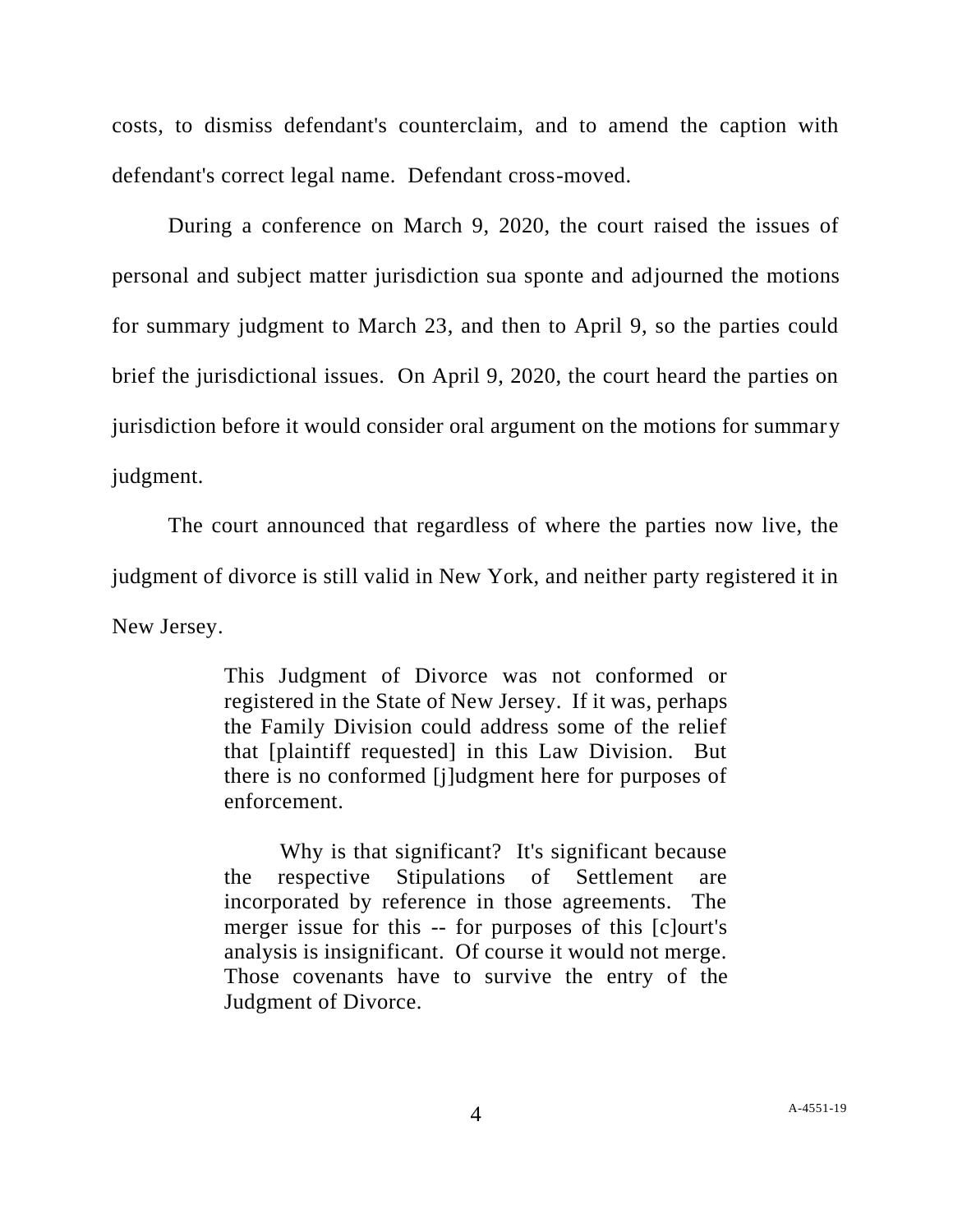costs, to dismiss defendant's counterclaim, and to amend the caption with defendant's correct legal name. Defendant cross-moved.

During a conference on March 9, 2020, the court raised the issues of personal and subject matter jurisdiction sua sponte and adjourned the motions for summary judgment to March 23, and then to April 9, so the parties could brief the jurisdictional issues. On April 9, 2020, the court heard the parties on jurisdiction before it would consider oral argument on the motions for summary judgment.

The court announced that regardless of where the parties now live, the judgment of divorce is still valid in New York, and neither party registered it in New Jersey.

> This Judgment of Divorce was not conformed or registered in the State of New Jersey. If it was, perhaps the Family Division could address some of the relief that [plaintiff requested] in this Law Division. But there is no conformed [j]udgment here for purposes of enforcement.
>
> Why is that significant? It's significant because the respective Stipulations of Settlement are incorporated by reference in those agreements. The merger issue for this -- for purposes of this [c]ourt's analysis is insignificant. Of course it would not merge. Those covenants have to survive the entry of the Judgment of Divorce.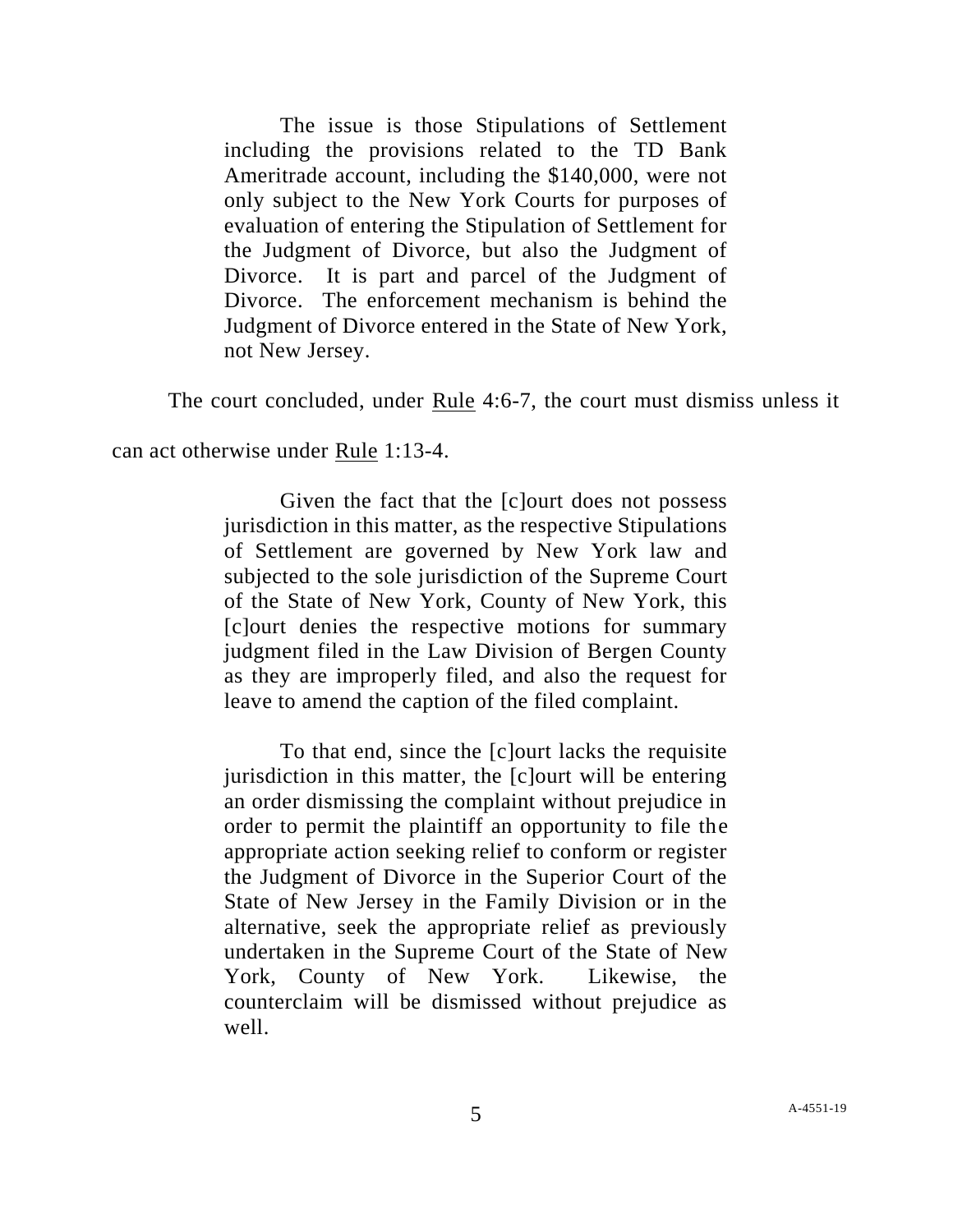> The issue is those Stipulations of Settlement including the provisions related to the TD Bank Ameritrade account, including the $140,000, were not only subject to the New York Courts for purposes of evaluation of entering the Stipulation of Settlement for the Judgment of Divorce, but also the Judgment of Divorce. It is part and parcel of the Judgment of Divorce. The enforcement mechanism is behind the Judgment of Divorce entered in the State of New York, not New Jersey.

The court concluded, under Rule 4:6-7, the court must dismiss unless it can act otherwise under Rule 1:13-4.

> Given the fact that the [c]ourt does not possess jurisdiction in this matter, as the respective Stipulations of Settlement are governed by New York law and subjected to the sole jurisdiction of the Supreme Court of the State of New York, County of New York, this [c]ourt denies the respective motions for summary judgment filed in the Law Division of Bergen County as they are improperly filed, and also the request for leave to amend the caption of the filed complaint.
>
> To that end, since the [c]ourt lacks the requisite jurisdiction in this matter, the [c]ourt will be entering an order dismissing the complaint without prejudice in order to permit the plaintiff an opportunity to file the appropriate action seeking relief to conform or register the Judgment of Divorce in the Superior Court of the State of New Jersey in the Family Division or in the alternative, seek the appropriate relief as previously undertaken in the Supreme Court of the State of New York, County of New York. Likewise, the counterclaim will be dismissed without prejudice as well.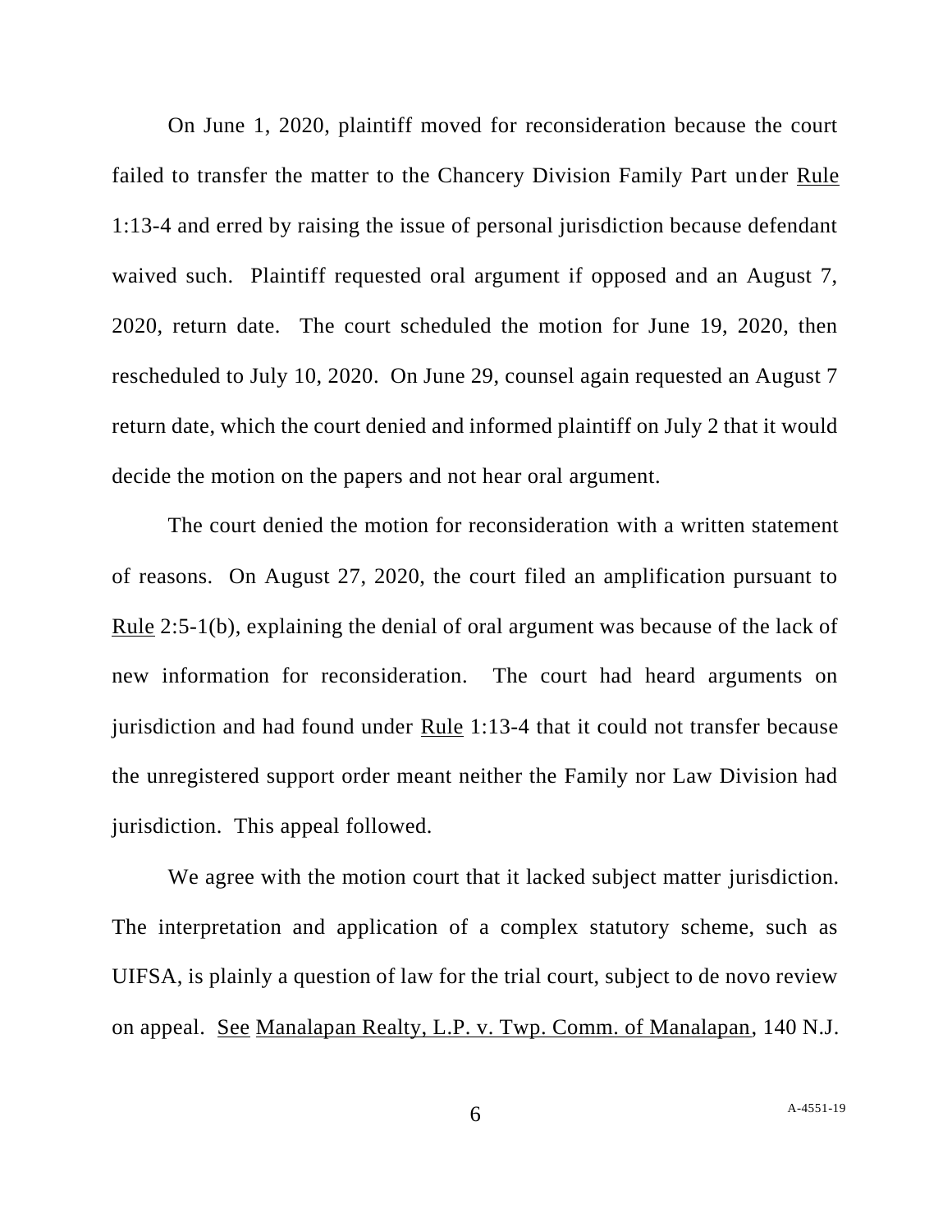On June 1, 2020, plaintiff moved for reconsideration because the court failed to transfer the matter to the Chancery Division Family Part under Rule 1:13-4 and erred by raising the issue of personal jurisdiction because defendant waived such. Plaintiff requested oral argument if opposed and an August 7, 2020, return date. The court scheduled the motion for June 19, 2020, then rescheduled to July 10, 2020. On June 29, counsel again requested an August 7 return date, which the court denied and informed plaintiff on July 2 that it would decide the motion on the papers and not hear oral argument.

The court denied the motion for reconsideration with a written statement of reasons. On August 27, 2020, the court filed an amplification pursuant to Rule 2:5-1(b), explaining the denial of oral argument was because of the lack of new information for reconsideration. The court had heard arguments on jurisdiction and had found under Rule 1:13-4 that it could not transfer because the unregistered support order meant neither the Family nor Law Division had jurisdiction. This appeal followed.

We agree with the motion court that it lacked subject matter jurisdiction. The interpretation and application of a complex statutory scheme, such as UIFSA, is plainly a question of law for the trial court, subject to de novo review on appeal. See Manalapan Realty, L.P. v. Twp. Comm. of Manalapan, 140 N.J.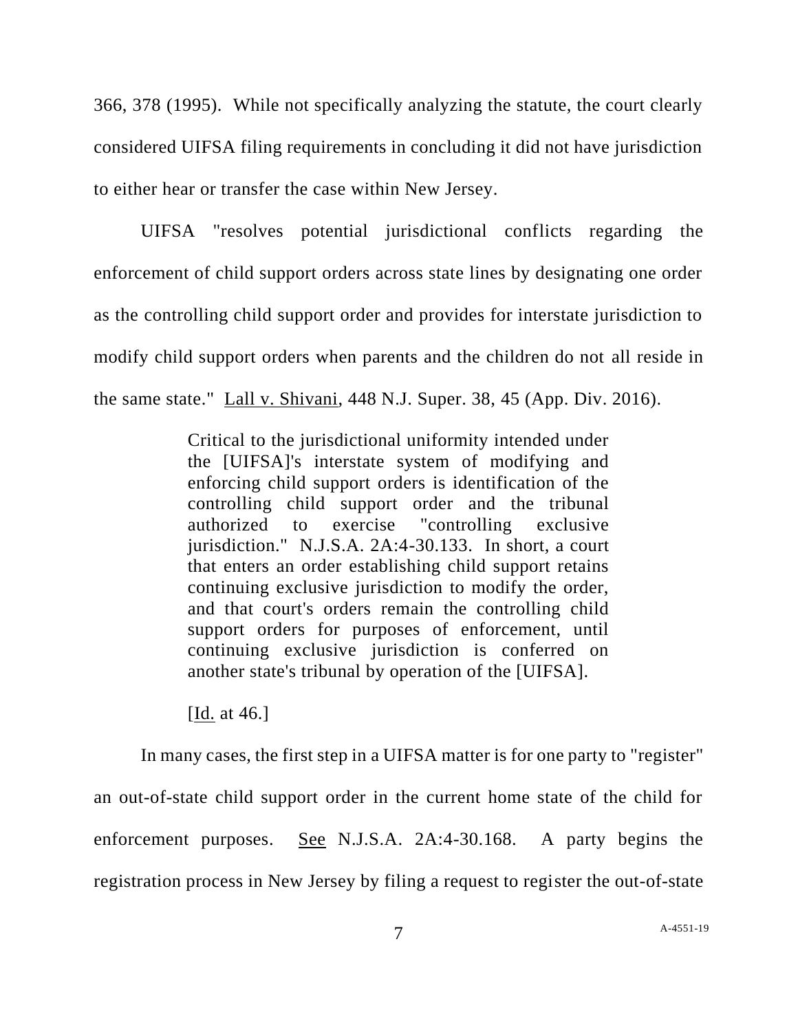366, 378 (1995). While not specifically analyzing the statute, the court clearly considered UIFSA filing requirements in concluding it did not have jurisdiction to either hear or transfer the case within New Jersey.

UIFSA "resolves potential jurisdictional conflicts regarding the enforcement of child support orders across state lines by designating one order as the controlling child support order and provides for interstate jurisdiction to modify child support orders when parents and the children do not all reside in the same state." Lall v. Shivani, 448 N.J. Super. 38, 45 (App. Div. 2016).

> Critical to the jurisdictional uniformity intended under the [UIFSA]'s interstate system of modifying and enforcing child support orders is identification of the controlling child support order and the tribunal authorized to exercise "controlling exclusive jurisdiction." N.J.S.A. 2A:4-30.133. In short, a court that enters an order establishing child support retains continuing exclusive jurisdiction to modify the order, and that court's orders remain the controlling child support orders for purposes of enforcement, until continuing exclusive jurisdiction is conferred on another state's tribunal by operation of the [UIFSA].
>
> [Id. at 46.]

In many cases, the first step in a UIFSA matter is for one party to "register" an out-of-state child support order in the current home state of the child for enforcement purposes. See N.J.S.A. 2A:4-30.168. A party begins the registration process in New Jersey by filing a request to register the out-of-state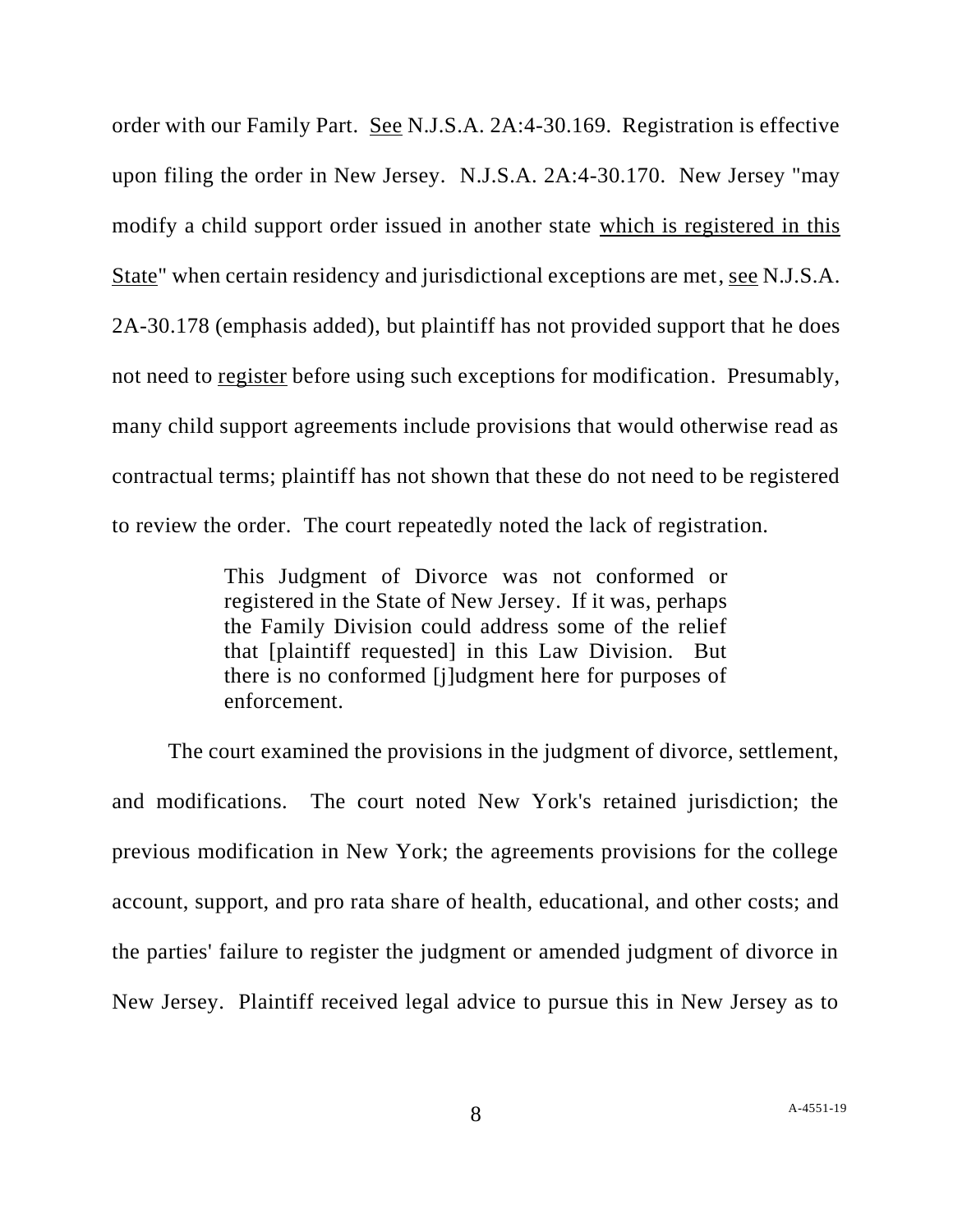order with our Family Part. <u>See</u> N.J.S.A. 2A:4-30.169. Registration is effective upon filing the order in New Jersey. N.J.S.A. 2A:4-30.170. New Jersey "may modify a child support order issued in another state <u>which is registered in this State</u>" when certain residency and jurisdictional exceptions are met, <u>see</u> N.J.S.A. 2A-30.178 (emphasis added), but plaintiff has not provided support that he does not need to <u>register</u> before using such exceptions for modification. Presumably, many child support agreements include provisions that would otherwise read as contractual terms; plaintiff has not shown that these do not need to be registered to review the order. The court repeatedly noted the lack of registration.

> This Judgment of Divorce was not conformed or registered in the State of New Jersey. If it was, perhaps the Family Division could address some of the relief that [plaintiff requested] in this Law Division. But there is no conformed [j]udgment here for purposes of enforcement.

The court examined the provisions in the judgment of divorce, settlement, and modifications. The court noted New York's retained jurisdiction; the previous modification in New York; the agreements provisions for the college account, support, and pro rata share of health, educational, and other costs; and the parties' failure to register the judgment or amended judgment of divorce in New Jersey. Plaintiff received legal advice to pursue this in New Jersey as to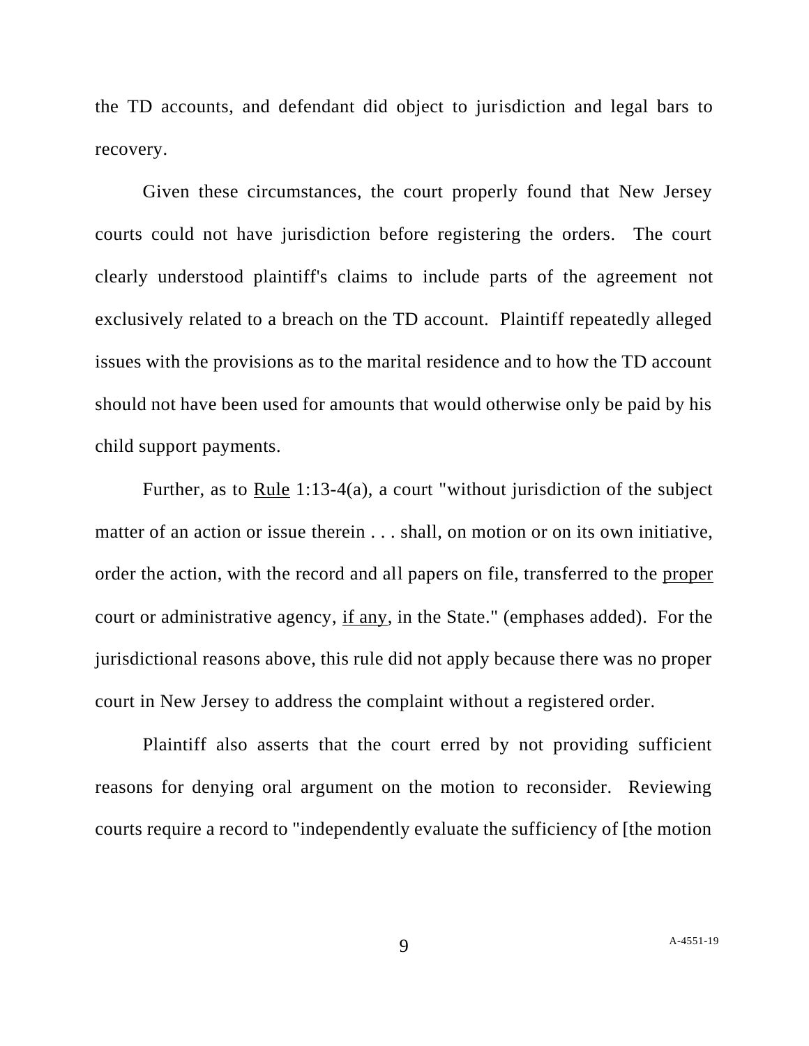the TD accounts, and defendant did object to jurisdiction and legal bars to recovery.

Given these circumstances, the court properly found that New Jersey courts could not have jurisdiction before registering the orders. The court clearly understood plaintiff's claims to include parts of the agreement not exclusively related to a breach on the TD account. Plaintiff repeatedly alleged issues with the provisions as to the marital residence and to how the TD account should not have been used for amounts that would otherwise only be paid by his child support payments.

Further, as to Rule 1:13-4(a), a court "without jurisdiction of the subject matter of an action or issue therein . . . shall, on motion or on its own initiative, order the action, with the record and all papers on file, transferred to the proper court or administrative agency, if any, in the State." (emphases added). For the jurisdictional reasons above, this rule did not apply because there was no proper court in New Jersey to address the complaint without a registered order.

Plaintiff also asserts that the court erred by not providing sufficient reasons for denying oral argument on the motion to reconsider. Reviewing courts require a record to "independently evaluate the sufficiency of [the motion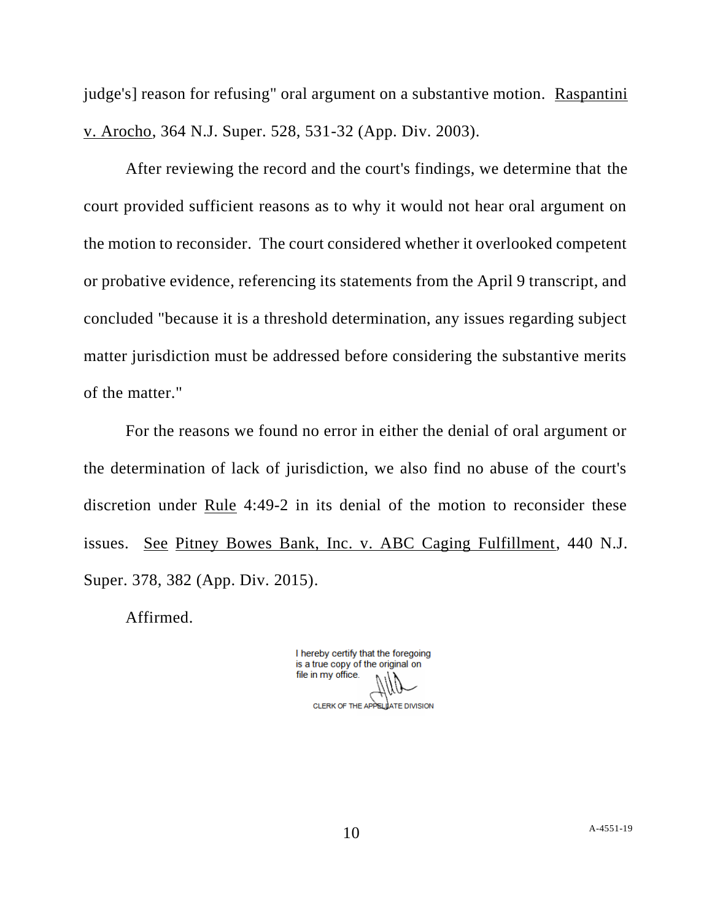judge's] reason for refusing" oral argument on a substantive motion. Raspantini v. Arocho, 364 N.J. Super. 528, 531-32 (App. Div. 2003).

After reviewing the record and the court's findings, we determine that the court provided sufficient reasons as to why it would not hear oral argument on the motion to reconsider. The court considered whether it overlooked competent or probative evidence, referencing its statements from the April 9 transcript, and concluded "because it is a threshold determination, any issues regarding subject matter jurisdiction must be addressed before considering the substantive merits of the matter."

For the reasons we found no error in either the denial of oral argument or the determination of lack of jurisdiction, we also find no abuse of the court's discretion under Rule 4:49-2 in its denial of the motion to reconsider these issues. See Pitney Bowes Bank, Inc. v. ABC Caging Fulfillment, 440 N.J. Super. 378, 382 (App. Div. 2015).

Affirmed.

I hereby certify that the foregoing is a true copy of the original on file in my office.

CLERK OF THE APPELLATE DIVISION